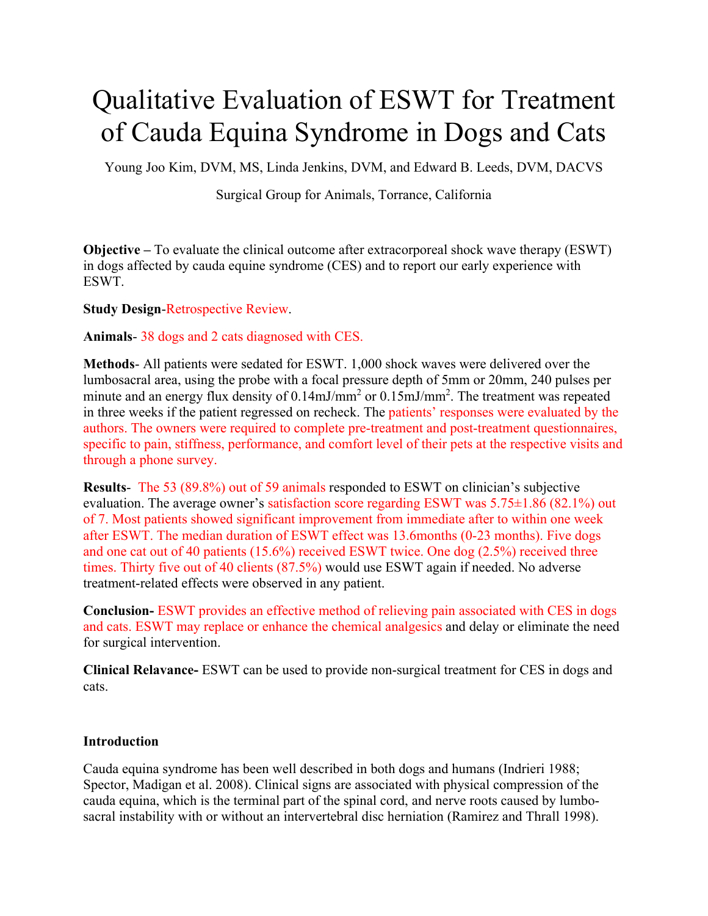# Qualitative Evaluation of ESWT for Treatment of Cauda Equina Syndrome in Dogs and Cats

Young Joo Kim, DVM, MS, Linda Jenkins, DVM, and Edward B. Leeds, DVM, DACVS

Surgical Group for Animals, Torrance, California

**Objective –** To evaluate the clinical outcome after extracorporeal shock wave therapy (ESWT) in dogs affected by cauda equine syndrome (CES) and to report our early experience with ESWT.

**Study Design**-Retrospective Review.

**Animals**- 38 dogs and 2 cats diagnosed with CES.

**Methods**- All patients were sedated for ESWT. 1,000 shock waves were delivered over the lumbosacral area, using the probe with a focal pressure depth of 5mm or 20mm, 240 pulses per minute and an energy flux density of 0.14mJ/mm$^2$ or 0.15mJ/mm$^2$. The treatment was repeated in three weeks if the patient regressed on recheck. The patients' responses were evaluated by the authors. The owners were required to complete pre-treatment and post-treatment questionnaires, specific to pain, stiffness, performance, and comfort level of their pets at the respective visits and through a phone survey.

**Results**- The 53 (89.8%) out of 59 animals responded to ESWT on clinician's subjective evaluation. The average owner's satisfaction score regarding ESWT was 5.75±1.86 (82.1%) out of 7. Most patients showed significant improvement from immediate after to within one week after ESWT. The median duration of ESWT effect was 13.6months (0-23 months). Five dogs and one cat out of 40 patients (15.6%) received ESWT twice. One dog (2.5%) received three times. Thirty five out of 40 clients (87.5%) would use ESWT again if needed. No adverse treatment-related effects were observed in any patient.

**Conclusion-** ESWT provides an effective method of relieving pain associated with CES in dogs and cats. ESWT may replace or enhance the chemical analgesics and delay or eliminate the need for surgical intervention.

**Clinical Relavance-** ESWT can be used to provide non-surgical treatment for CES in dogs and cats.

## Introduction

Cauda equina syndrome has been well described in both dogs and humans (Indrieri 1988; Spector, Madigan et al. 2008). Clinical signs are associated with physical compression of the cauda equina, which is the terminal part of the spinal cord, and nerve roots caused by lumbo-sacral instability with or without an intervertebral disc herniation (Ramirez and Thrall 1998).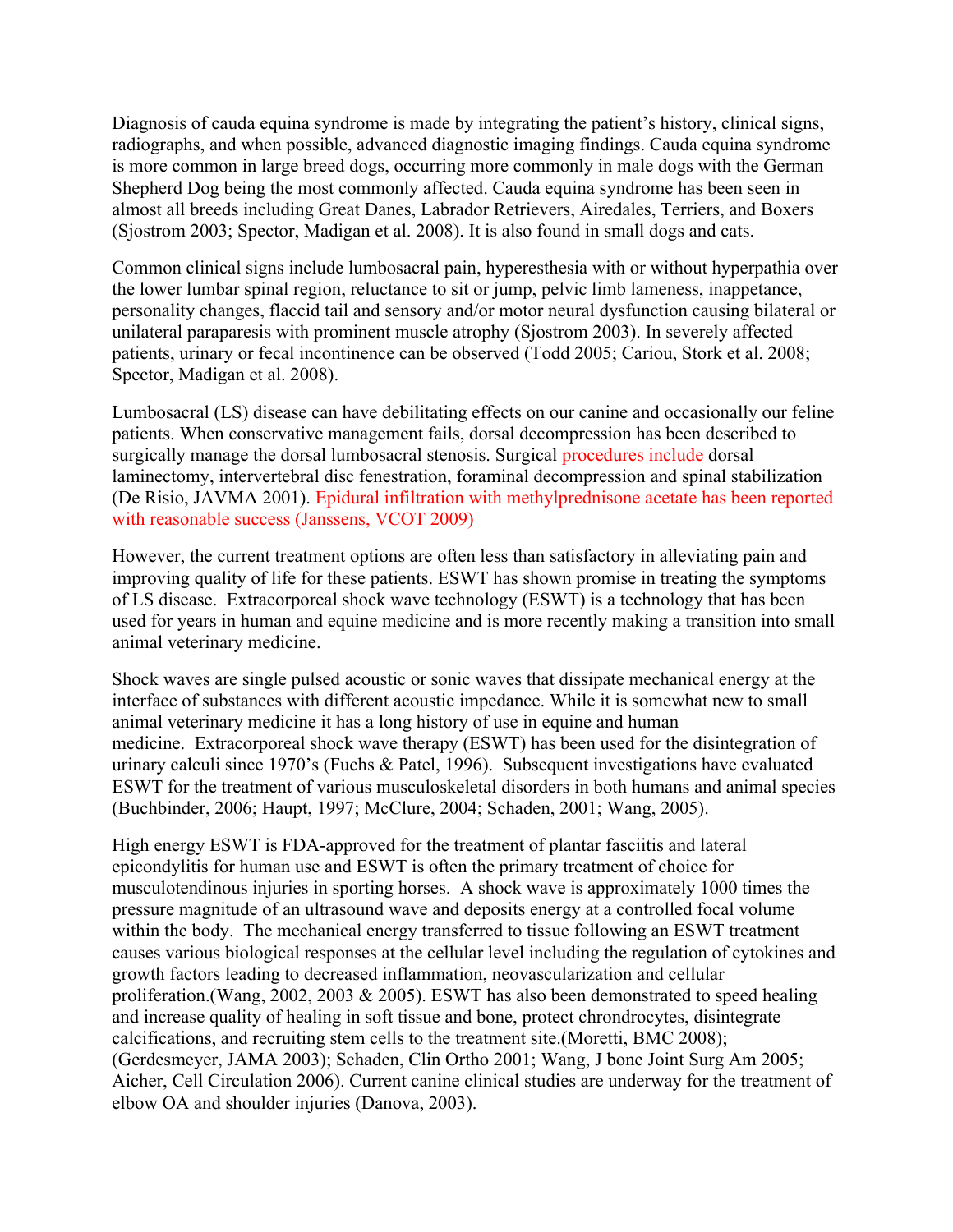Diagnosis of cauda equina syndrome is made by integrating the patient's history, clinical signs, radiographs, and when possible, advanced diagnostic imaging findings. Cauda equina syndrome is more common in large breed dogs, occurring more commonly in male dogs with the German Shepherd Dog being the most commonly affected. Cauda equina syndrome has been seen in almost all breeds including Great Danes, Labrador Retrievers, Airedales, Terriers, and Boxers (Sjostrom 2003; Spector, Madigan et al. 2008). It is also found in small dogs and cats.

Common clinical signs include lumbosacral pain, hyperesthesia with or without hyperpathia over the lower lumbar spinal region, reluctance to sit or jump, pelvic limb lameness, inappetance, personality changes, flaccid tail and sensory and/or motor neural dysfunction causing bilateral or unilateral paraparesis with prominent muscle atrophy (Sjostrom 2003). In severely affected patients, urinary or fecal incontinence can be observed (Todd 2005; Cariou, Stork et al. 2008; Spector, Madigan et al. 2008).

Lumbosacral (LS) disease can have debilitating effects on our canine and occasionally our feline patients. When conservative management fails, dorsal decompression has been described to surgically manage the dorsal lumbosacral stenosis. Surgical procedures include dorsal laminectomy, intervertebral disc fenestration, foraminal decompression and spinal stabilization (De Risio, JAVMA 2001). Epidural infiltration with methylprednisone acetate has been reported with reasonable success (Janssens, VCOT 2009)

However, the current treatment options are often less than satisfactory in alleviating pain and improving quality of life for these patients. ESWT has shown promise in treating the symptoms of LS disease. Extracorporeal shock wave technology (ESWT) is a technology that has been used for years in human and equine medicine and is more recently making a transition into small animal veterinary medicine.

Shock waves are single pulsed acoustic or sonic waves that dissipate mechanical energy at the interface of substances with different acoustic impedance. While it is somewhat new to small animal veterinary medicine it has a long history of use in equine and human medicine. Extracorporeal shock wave therapy (ESWT) has been used for the disintegration of urinary calculi since 1970's (Fuchs & Patel, 1996). Subsequent investigations have evaluated ESWT for the treatment of various musculoskeletal disorders in both humans and animal species (Buchbinder, 2006; Haupt, 1997; McClure, 2004; Schaden, 2001; Wang, 2005).

High energy ESWT is FDA-approved for the treatment of plantar fasciitis and lateral epicondylitis for human use and ESWT is often the primary treatment of choice for musculotendinous injuries in sporting horses. A shock wave is approximately 1000 times the pressure magnitude of an ultrasound wave and deposits energy at a controlled focal volume within the body. The mechanical energy transferred to tissue following an ESWT treatment causes various biological responses at the cellular level including the regulation of cytokines and growth factors leading to decreased inflammation, neovascularization and cellular proliferation.(Wang, 2002, 2003 & 2005). ESWT has also been demonstrated to speed healing and increase quality of healing in soft tissue and bone, protect chrondrocytes, disintegrate calcifications, and recruiting stem cells to the treatment site.(Moretti, BMC 2008); (Gerdesmeyer, JAMA 2003); Schaden, Clin Ortho 2001; Wang, J bone Joint Surg Am 2005; Aicher, Cell Circulation 2006). Current canine clinical studies are underway for the treatment of elbow OA and shoulder injuries (Danova, 2003).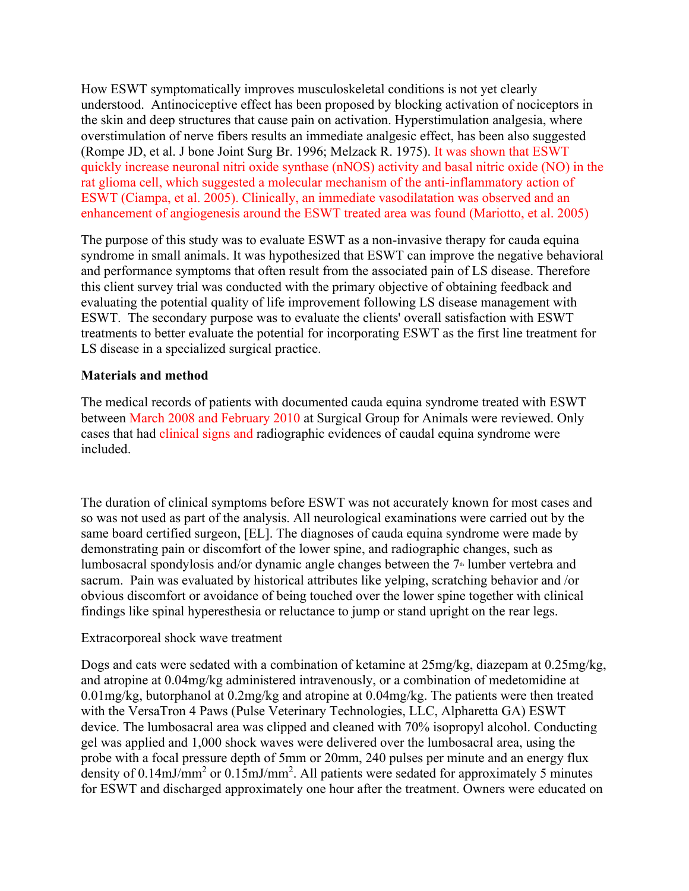How ESWT symptomatically improves musculoskeletal conditions is not yet clearly understood. Antinociceptive effect has been proposed by blocking activation of nociceptors in the skin and deep structures that cause pain on activation. Hyperstimulation analgesia, where overstimulation of nerve fibers results an immediate analgesic effect, has been also suggested (Rompe JD, et al. J bone Joint Surg Br. 1996; Melzack R. 1975). It was shown that ESWT quickly increase neuronal nitri oxide synthase (nNOS) activity and basal nitric oxide (NO) in the rat glioma cell, which suggested a molecular mechanism of the anti-inflammatory action of ESWT (Ciampa, et al. 2005). Clinically, an immediate vasodilatation was observed and an enhancement of angiogenesis around the ESWT treated area was found (Mariotto, et al. 2005)

The purpose of this study was to evaluate ESWT as a non-invasive therapy for cauda equina syndrome in small animals. It was hypothesized that ESWT can improve the negative behavioral and performance symptoms that often result from the associated pain of LS disease. Therefore this client survey trial was conducted with the primary objective of obtaining feedback and evaluating the potential quality of life improvement following LS disease management with ESWT. The secondary purpose was to evaluate the clients' overall satisfaction with ESWT treatments to better evaluate the potential for incorporating ESWT as the first line treatment for LS disease in a specialized surgical practice.

**Materials and method**

The medical records of patients with documented cauda equina syndrome treated with ESWT between March 2008 and February 2010 at Surgical Group for Animals were reviewed. Only cases that had clinical signs and radiographic evidences of caudal equina syndrome were included.

The duration of clinical symptoms before ESWT was not accurately known for most cases and so was not used as part of the analysis. All neurological examinations were carried out by the same board certified surgeon, [EL]. The diagnoses of cauda equina syndrome were made by demonstrating pain or discomfort of the lower spine, and radiographic changes, such as lumbosacral spondylosis and/or dynamic angle changes between the 7th lumber vertebra and sacrum. Pain was evaluated by historical attributes like yelping, scratching behavior and /or obvious discomfort or avoidance of being touched over the lower spine together with clinical findings like spinal hyperesthesia or reluctance to jump or stand upright on the rear legs.

Extracorporeal shock wave treatment

Dogs and cats were sedated with a combination of ketamine at 25mg/kg, diazepam at 0.25mg/kg, and atropine at 0.04mg/kg administered intravenously, or a combination of medetomidine at 0.01mg/kg, butorphanol at 0.2mg/kg and atropine at 0.04mg/kg. The patients were then treated with the VersaTron 4 Paws (Pulse Veterinary Technologies, LLC, Alpharetta GA) ESWT device. The lumbosacral area was clipped and cleaned with 70% isopropyl alcohol. Conducting gel was applied and 1,000 shock waves were delivered over the lumbosacral area, using the probe with a focal pressure depth of 5mm or 20mm, 240 pulses per minute and an energy flux density of 0.14mJ/mm$^2$ or 0.15mJ/mm$^2$. All patients were sedated for approximately 5 minutes for ESWT and discharged approximately one hour after the treatment. Owners were educated on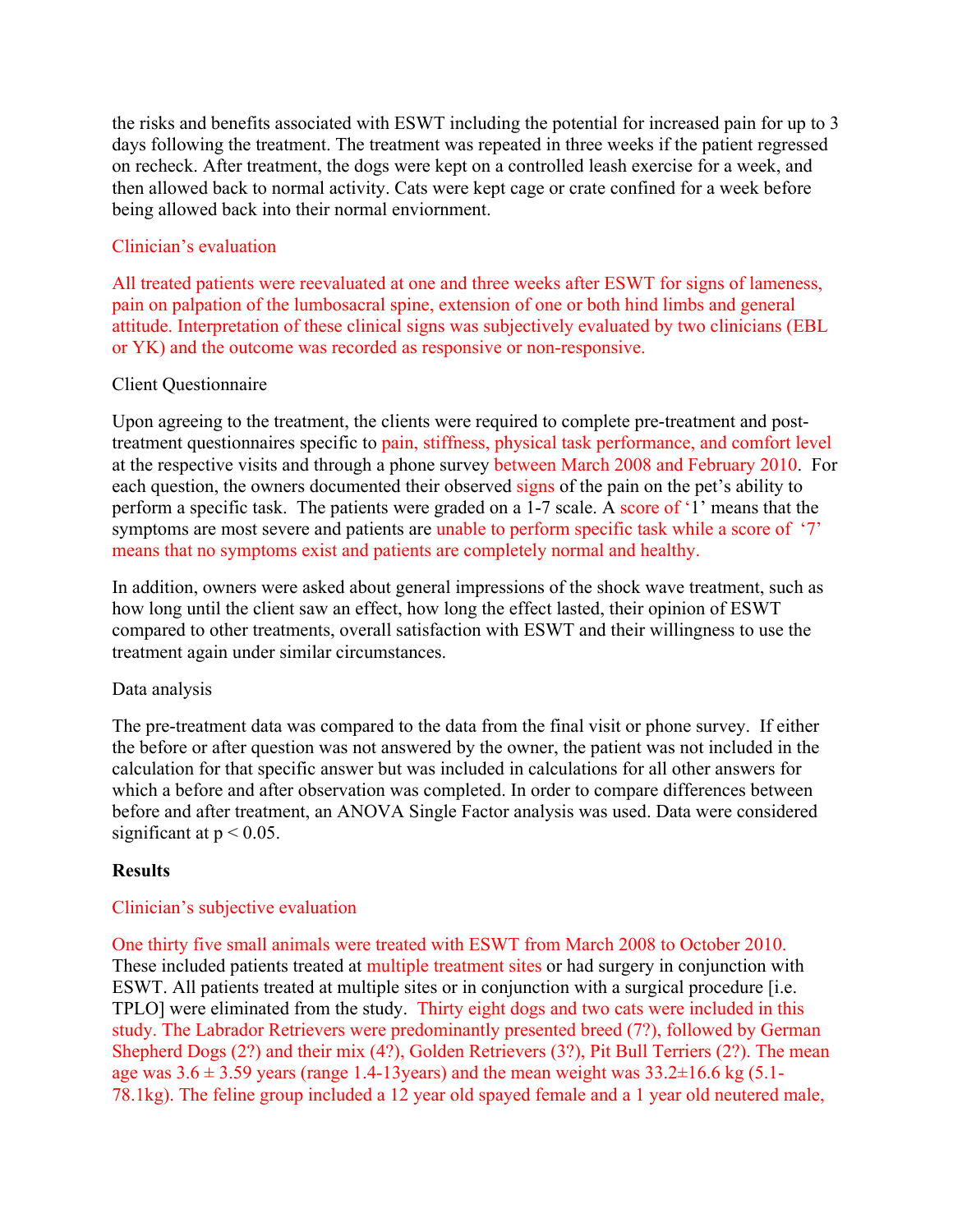the risks and benefits associated with ESWT including the potential for increased pain for up to 3 days following the treatment. The treatment was repeated in three weeks if the patient regressed on recheck. After treatment, the dogs were kept on a controlled leash exercise for a week, and then allowed back to normal activity. Cats were kept cage or crate confined for a week before being allowed back into their normal enviornment.

Clinician's evaluation

All treated patients were reevaluated at one and three weeks after ESWT for signs of lameness, pain on palpation of the lumbosacral spine, extension of one or both hind limbs and general attitude. Interpretation of these clinical signs was subjectively evaluated by two clinicians (EBL or YK) and the outcome was recorded as responsive or non-responsive.

Client Questionnaire

Upon agreeing to the treatment, the clients were required to complete pre-treatment and post-treatment questionnaires specific to pain, stiffness, physical task performance, and comfort level at the respective visits and through a phone survey between March 2008 and February 2010. For each question, the owners documented their observed signs of the pain on the pet's ability to perform a specific task. The patients were graded on a 1-7 scale. A score of '1' means that the symptoms are most severe and patients are unable to perform specific task while a score of '7' means that no symptoms exist and patients are completely normal and healthy.

In addition, owners were asked about general impressions of the shock wave treatment, such as how long until the client saw an effect, how long the effect lasted, their opinion of ESWT compared to other treatments, overall satisfaction with ESWT and their willingness to use the treatment again under similar circumstances.

Data analysis

The pre-treatment data was compared to the data from the final visit or phone survey. If either the before or after question was not answered by the owner, the patient was not included in the calculation for that specific answer but was included in calculations for all other answers for which a before and after observation was completed. In order to compare differences between before and after treatment, an ANOVA Single Factor analysis was used. Data were considered significant at $p < 0.05$.

**Results**

Clinician's subjective evaluation

One thirty five small animals were treated with ESWT from March 2008 to October 2010. These included patients treated at multiple treatment sites or had surgery in conjunction with ESWT. All patients treated at multiple sites or in conjunction with a surgical procedure [i.e. TPLO] were eliminated from the study. Thirty eight dogs and two cats were included in this study. The Labrador Retrievers were predominantly presented breed (7?), followed by German Shepherd Dogs (2?) and their mix (4?), Golden Retrievers (3?), Pit Bull Terriers (2?). The mean age was $3.6 \pm 3.59$ years (range 1.4-13years) and the mean weight was $33.2 \pm 16.6$ kg (5.1-78.1kg). The feline group included a 12 year old spayed female and a 1 year old neutered male,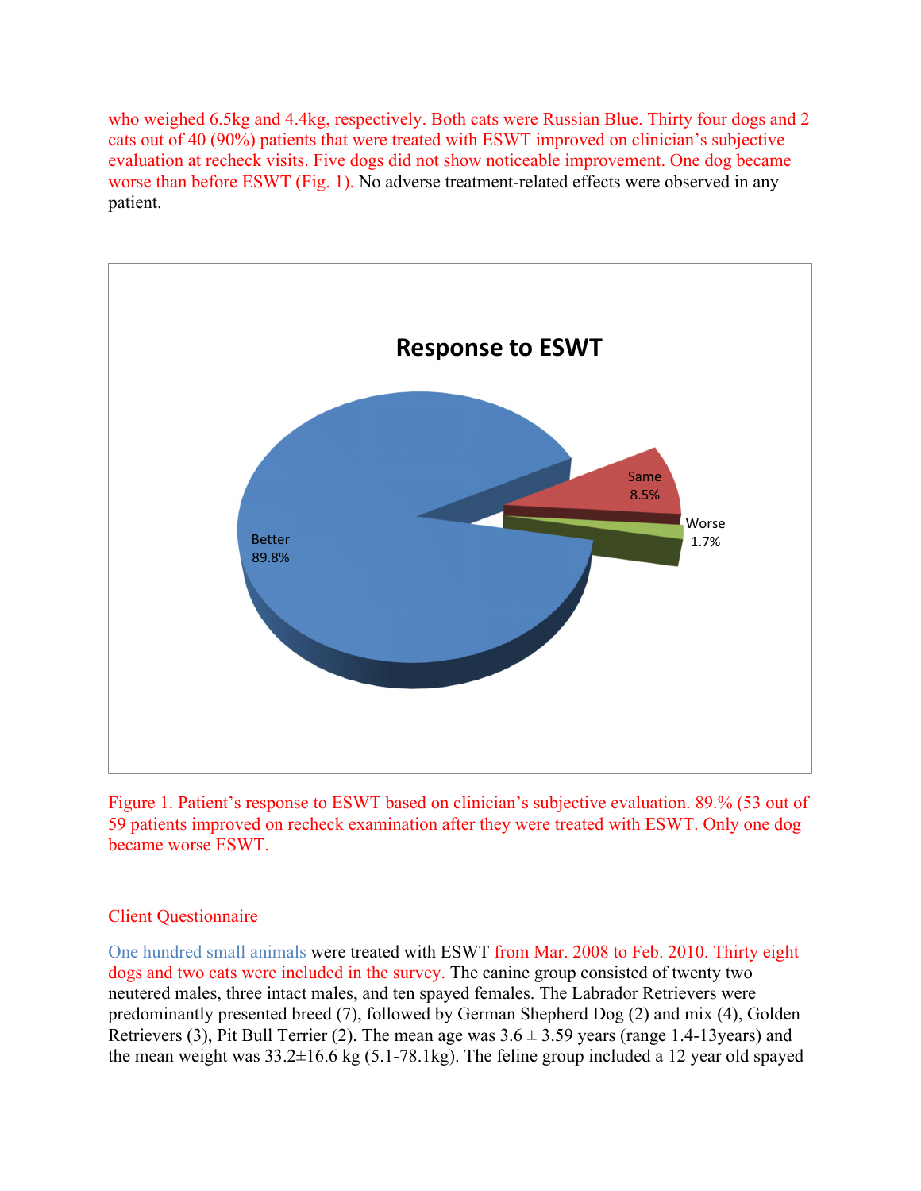who weighed 6.5kg and 4.4kg, respectively. Both cats were Russian Blue. Thirty four dogs and 2 cats out of 40 (90%) patients that were treated with ESWT improved on clinician's subjective evaluation at recheck visits. Five dogs did not show noticeable improvement. One dog became worse than before ESWT (Fig. 1). No adverse treatment-related effects were observed in any patient.

Figure 1. Patient's response to ESWT based on clinician's subjective evaluation. 89.% (53 out of 59 patients improved on recheck examination after they were treated with ESWT. Only one dog became worse ESWT.

## Client Questionnaire

One hundred small animals were treated with ESWT from Mar. 2008 to Feb. 2010. Thirty eight dogs and two cats were included in the survey. The canine group consisted of twenty two neutered males, three intact males, and ten spayed females. The Labrador Retrievers were predominantly presented breed (7), followed by German Shepherd Dog (2) and mix (4), Golden Retrievers (3), Pit Bull Terrier (2). The mean age was 3.6 ± 3.59 years (range 1.4-13years) and the mean weight was 33.2±16.6 kg (5.1-78.1kg). The feline group included a 12 year old spayed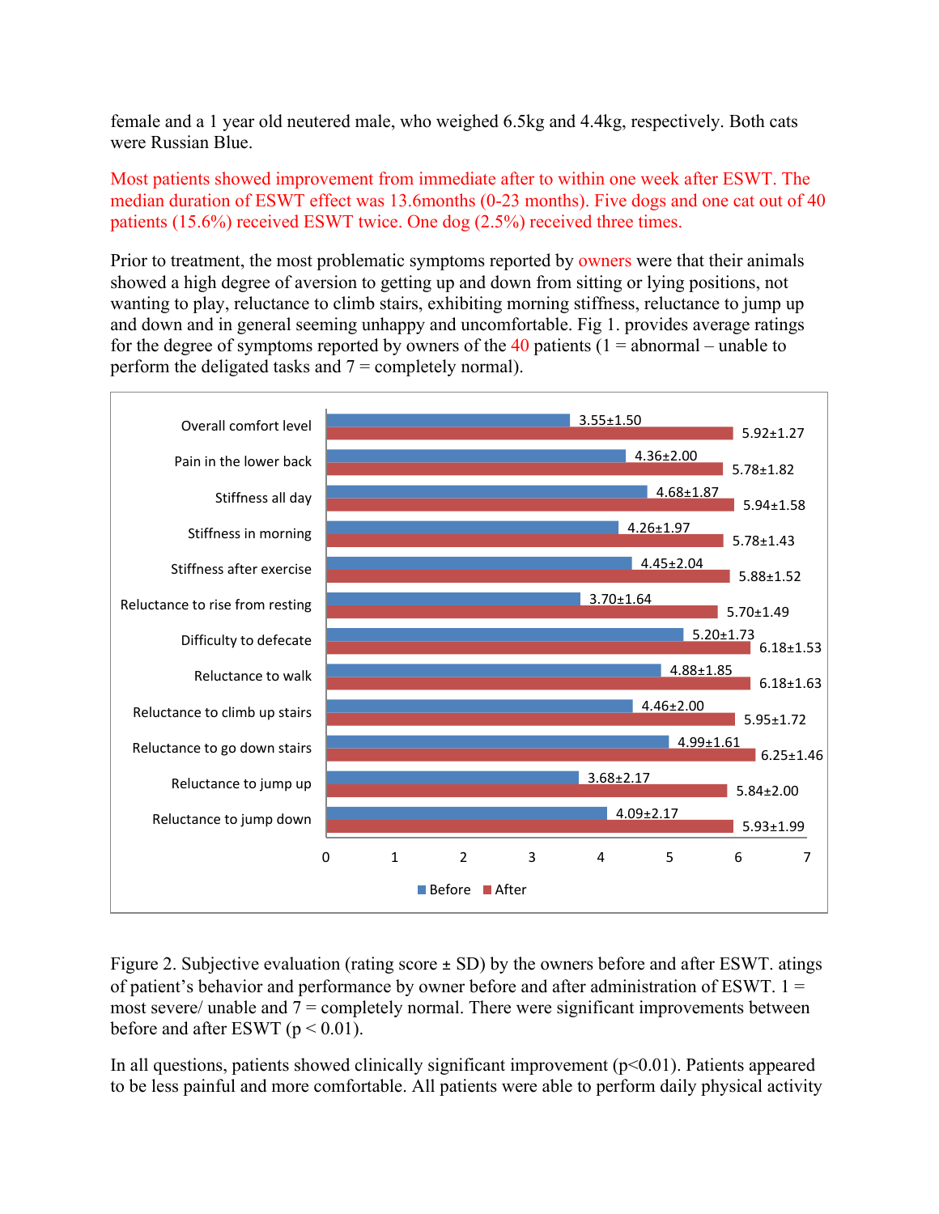female and a 1 year old neutered male, who weighed 6.5kg and 4.4kg, respectively. Both cats were Russian Blue.

Most patients showed improvement from immediate after to within one week after ESWT. The median duration of ESWT effect was 13.6months (0-23 months). Five dogs and one cat out of 40 patients (15.6%) received ESWT twice. One dog (2.5%) received three times.

Prior to treatment, the most problematic symptoms reported by owners were that their animals showed a high degree of aversion to getting up and down from sitting or lying positions, not wanting to play, reluctance to climb stairs, exhibiting morning stiffness, reluctance to jump up and down and in general seeming unhappy and uncomfortable. Fig 1. provides average ratings for the degree of symptoms reported by owners of the 40 patients (1 = abnormal – unable to perform the deligated tasks and 7 = completely normal).

| | Before | After |
|---|---|---|
| Overall comfort level | 3.55±1.50 | 5.92±1.27 |
| Pain in the lower back | 4.36±2.00 | 5.78±1.82 |
| Stiffness all day | 4.68±1.87 | 5.94±1.58 |
| Stiffness in morning | 4.26±1.97 | 5.78±1.43 |
| Stiffness after exercise | 4.45±2.04 | 5.88±1.52 |
| Reluctance to rise from resting | 3.70±1.64 | 5.70±1.49 |
| Difficulty to defecate | 5.20±1.73 | 6.18±1.53 |
| Reluctance to walk | 4.88±1.85 | 6.18±1.63 |
| Reluctance to climb up stairs | 4.46±2.00 | 5.95±1.72 |
| Reluctance to go down stairs | 4.99±1.61 | 6.25±1.46 |
| Reluctance to jump up | 3.68±2.17 | 5.84±2.00 |
| Reluctance to jump down | 4.09±2.17 | 5.93±1.99 |

Figure 2. Subjective evaluation (rating score ± SD) by the owners before and after ESWT. atings of patient's behavior and performance by owner before and after administration of ESWT. 1 = most severe/ unable and 7 = completely normal. There were significant improvements between before and after ESWT ($p < 0.01$).

In all questions, patients showed clinically significant improvement ($p<0.01$). Patients appeared to be less painful and more comfortable. All patients were able to perform daily physical activity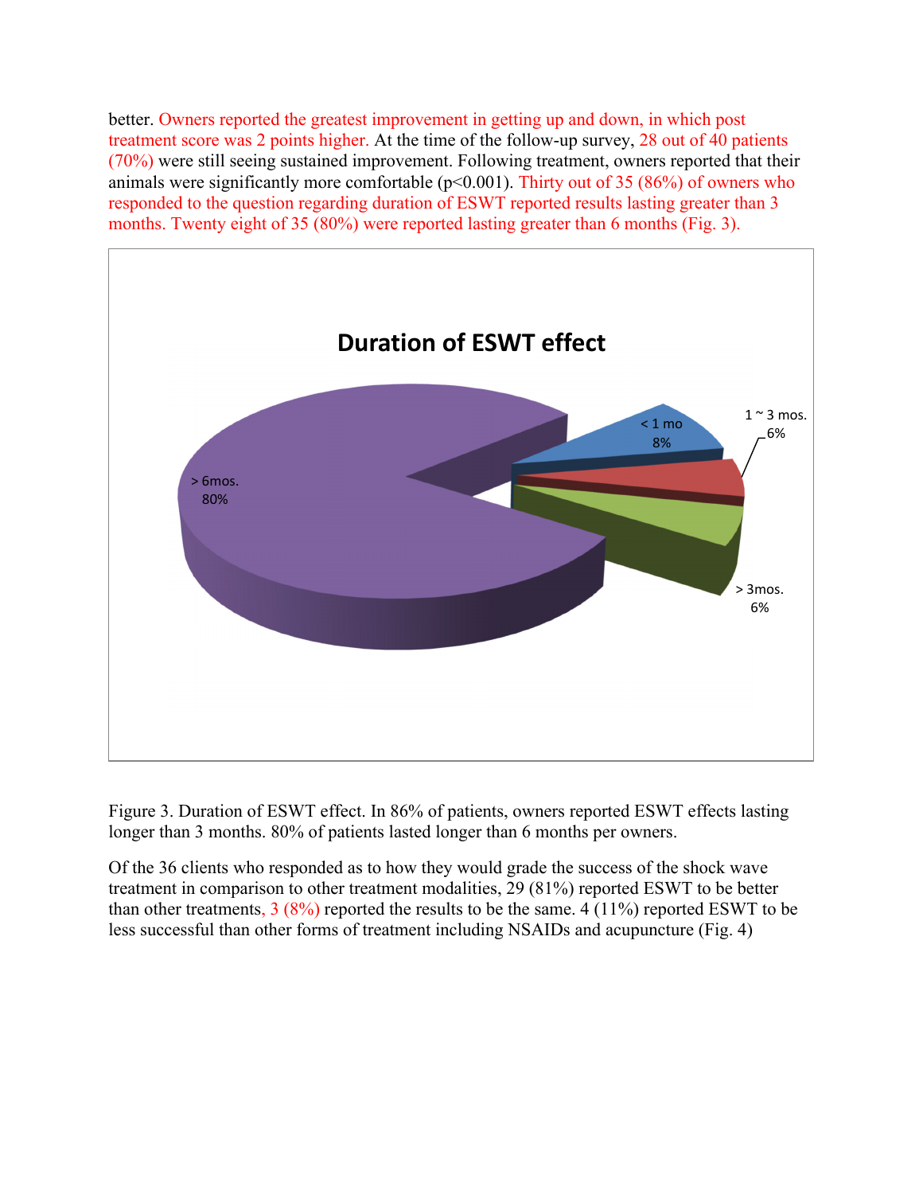better. Owners reported the greatest improvement in getting up and down, in which post treatment score was 2 points higher. At the time of the follow-up survey, 28 out of 40 patients (70%) were still seeing sustained improvement. Following treatment, owners reported that their animals were significantly more comfortable ($p<0.001$). Thirty out of 35 (86%) of owners who responded to the question regarding duration of ESWT reported results lasting greater than 3 months. Twenty eight of 35 (80%) were reported lasting greater than 6 months (Fig. 3).

Figure 3. Duration of ESWT effect. In 86% of patients, owners reported ESWT effects lasting longer than 3 months. 80% of patients lasted longer than 6 months per owners.

Of the 36 clients who responded as to how they would grade the success of the shock wave treatment in comparison to other treatment modalities, 29 (81%) reported ESWT to be better than other treatments, 3 (8%) reported the results to be the same. 4 (11%) reported ESWT to be less successful than other forms of treatment including NSAIDs and acupuncture (Fig. 4)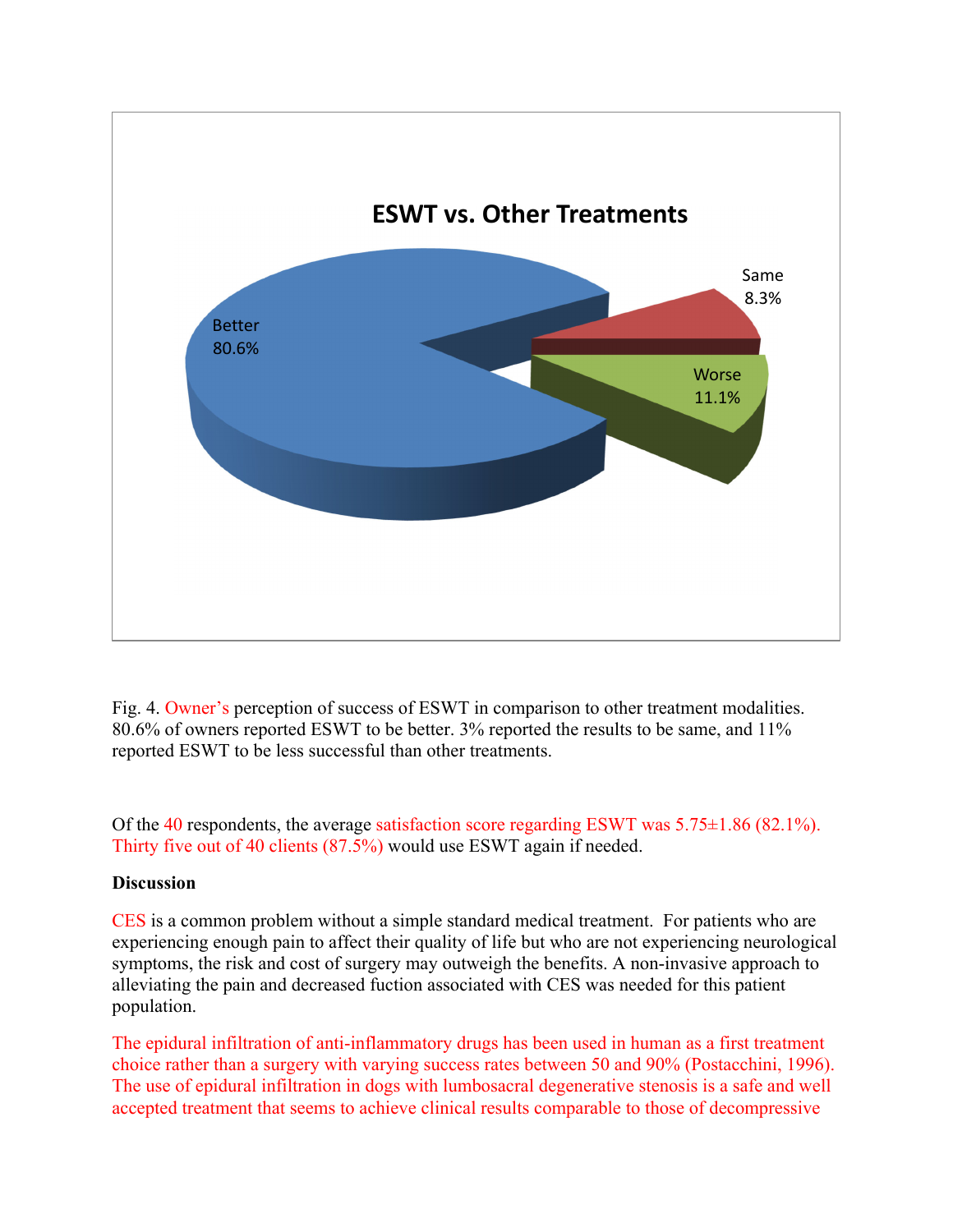Fig. 4. Owner's perception of success of ESWT in comparison to other treatment modalities. 80.6% of owners reported ESWT to be better. 3% reported the results to be same, and 11% reported ESWT to be less successful than other treatments.

Of the 40 respondents, the average satisfaction score regarding ESWT was 5.75±1.86 (82.1%). Thirty five out of 40 clients (87.5%) would use ESWT again if needed.

**Discussion**

CES is a common problem without a simple standard medical treatment. For patients who are experiencing enough pain to affect their quality of life but who are not experiencing neurological symptoms, the risk and cost of surgery may outweigh the benefits. A non-invasive approach to alleviating the pain and decreased fuction associated with CES was needed for this patient population.

The epidural infiltration of anti-inflammatory drugs has been used in human as a first treatment choice rather than a surgery with varying success rates between 50 and 90% (Postacchini, 1996). The use of epidural infiltration in dogs with lumbosacral degenerative stenosis is a safe and well accepted treatment that seems to achieve clinical results comparable to those of decompressive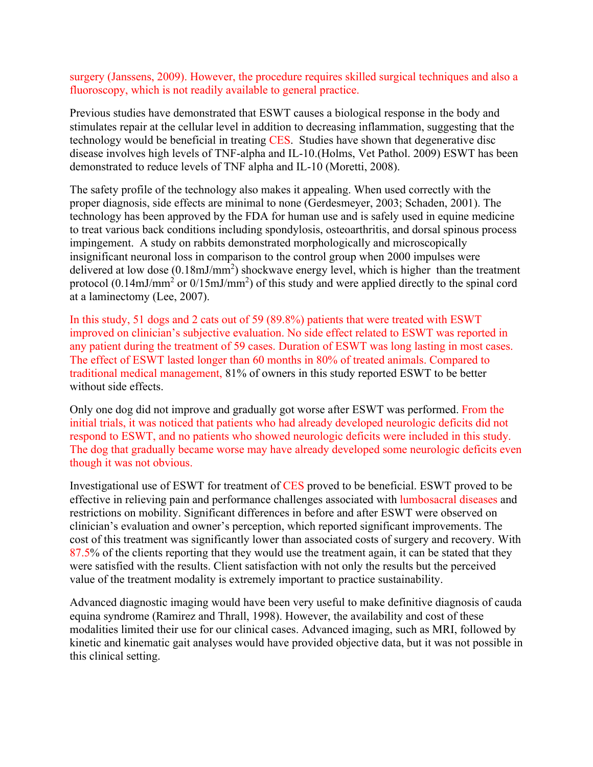surgery (Janssens, 2009). However, the procedure requires skilled surgical techniques and also a fluoroscopy, which is not readily available to general practice.

Previous studies have demonstrated that ESWT causes a biological response in the body and stimulates repair at the cellular level in addition to decreasing inflammation, suggesting that the technology would be beneficial in treating CES. Studies have shown that degenerative disc disease involves high levels of TNF-alpha and IL-10.(Holms, Vet Pathol. 2009) ESWT has been demonstrated to reduce levels of TNF alpha and IL-10 (Moretti, 2008).

The safety profile of the technology also makes it appealing. When used correctly with the proper diagnosis, side effects are minimal to none (Gerdesmeyer, 2003; Schaden, 2001). The technology has been approved by the FDA for human use and is safely used in equine medicine to treat various back conditions including spondylosis, osteoarthritis, and dorsal spinous process impingement. A study on rabbits demonstrated morphologically and microscopically insignificant neuronal loss in comparison to the control group when 2000 impulses were delivered at low dose (0.18mJ/mm$^2$) shockwave energy level, which is higher than the treatment protocol (0.14mJ/mm$^2$ or 0/15mJ/mm$^2$) of this study and were applied directly to the spinal cord at a laminectomy (Lee, 2007).

In this study, 51 dogs and 2 cats out of 59 (89.8%) patients that were treated with ESWT improved on clinician's subjective evaluation. No side effect related to ESWT was reported in any patient during the treatment of 59 cases. Duration of ESWT was long lasting in most cases. The effect of ESWT lasted longer than 60 months in 80% of treated animals. Compared to traditional medical management, 81% of owners in this study reported ESWT to be better without side effects.

Only one dog did not improve and gradually got worse after ESWT was performed. From the initial trials, it was noticed that patients who had already developed neurologic deficits did not respond to ESWT, and no patients who showed neurologic deficits were included in this study. The dog that gradually became worse may have already developed some neurologic deficits even though it was not obvious.

Investigational use of ESWT for treatment of CES proved to be beneficial. ESWT proved to be effective in relieving pain and performance challenges associated with lumbosacral diseases and restrictions on mobility. Significant differences in before and after ESWT were observed on clinician's evaluation and owner's perception, which reported significant improvements. The cost of this treatment was significantly lower than associated costs of surgery and recovery. With 87.5% of the clients reporting that they would use the treatment again, it can be stated that they were satisfied with the results. Client satisfaction with not only the results but the perceived value of the treatment modality is extremely important to practice sustainability.

Advanced diagnostic imaging would have been very useful to make definitive diagnosis of cauda equina syndrome (Ramirez and Thrall, 1998). However, the availability and cost of these modalities limited their use for our clinical cases. Advanced imaging, such as MRI, followed by kinetic and kinematic gait analyses would have provided objective data, but it was not possible in this clinical setting.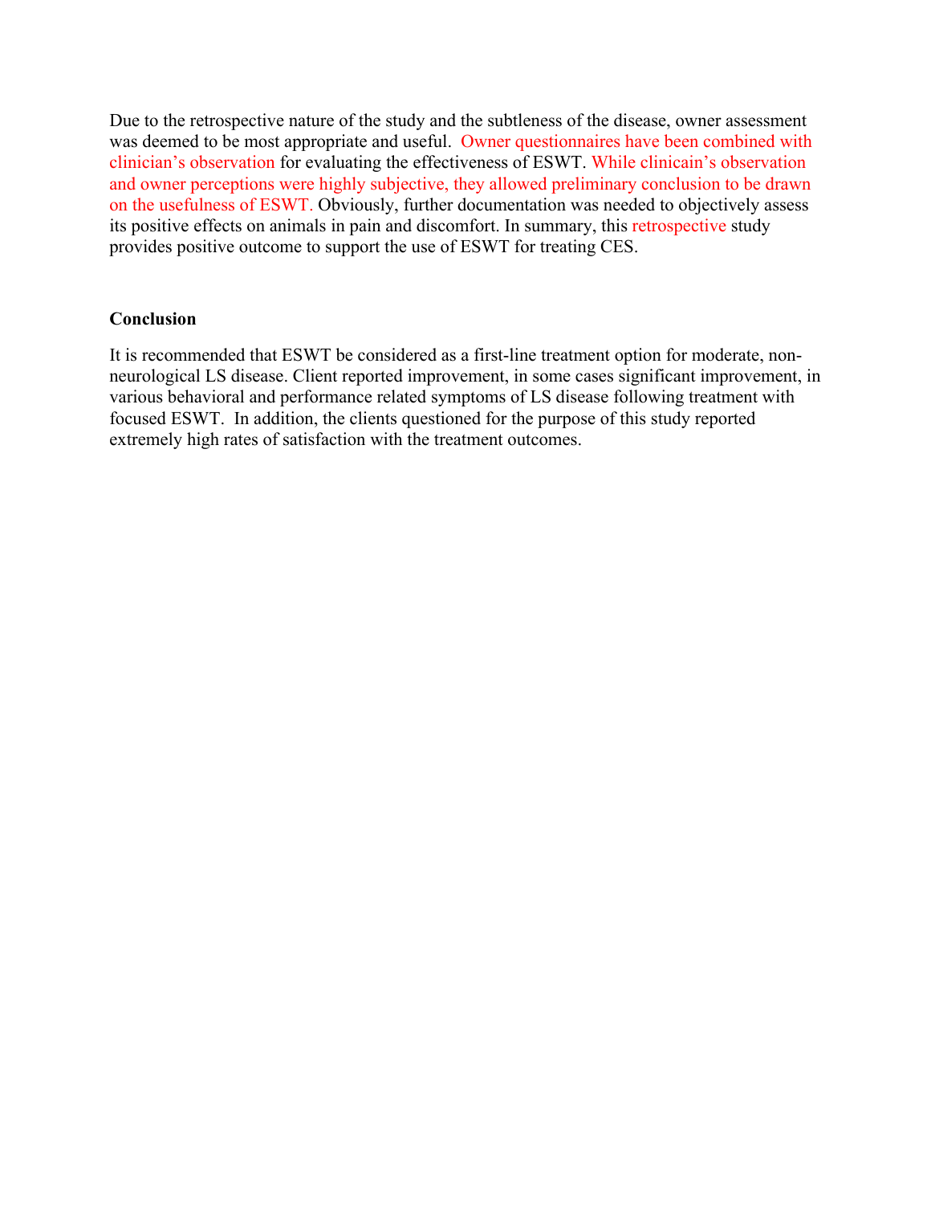Due to the retrospective nature of the study and the subtleness of the disease, owner assessment was deemed to be most appropriate and useful. Owner questionnaires have been combined with clinician's observation for evaluating the effectiveness of ESWT. While clinicain's observation and owner perceptions were highly subjective, they allowed preliminary conclusion to be drawn on the usefulness of ESWT. Obviously, further documentation was needed to objectively assess its positive effects on animals in pain and discomfort. In summary, this retrospective study provides positive outcome to support the use of ESWT for treating CES.

**Conclusion**

It is recommended that ESWT be considered as a first-line treatment option for moderate, non-neurological LS disease. Client reported improvement, in some cases significant improvement, in various behavioral and performance related symptoms of LS disease following treatment with focused ESWT. In addition, the clients questioned for the purpose of this study reported extremely high rates of satisfaction with the treatment outcomes.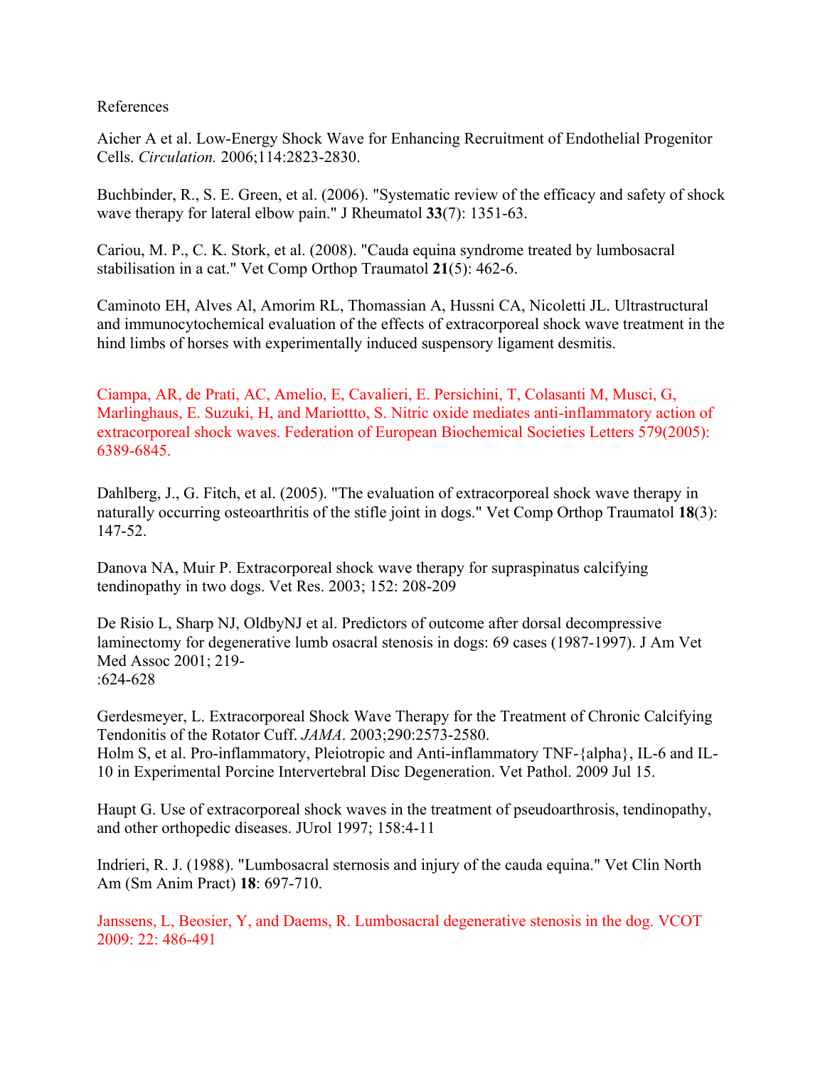References

Aicher A et al. Low-Energy Shock Wave for Enhancing Recruitment of Endothelial Progenitor Cells. *Circulation.* 2006;114:2823-2830.

Buchbinder, R., S. E. Green, et al. (2006). "Systematic review of the efficacy and safety of shock wave therapy for lateral elbow pain." J Rheumatol **33**(7): 1351-63.

Cariou, M. P., C. K. Stork, et al. (2008). "Cauda equina syndrome treated by lumbosacral stabilisation in a cat." Vet Comp Orthop Traumatol **21**(5): 462-6.

Caminoto EH, Alves Al, Amorim RL, Thomassian A, Hussni CA, Nicoletti JL. Ultrastructural and immunocytochemical evaluation of the effects of extracorporeal shock wave treatment in the hind limbs of horses with experimentally induced suspensory ligament desmitis.

Ciampa, AR, de Prati, AC, Amelio, E, Cavalieri, E. Persichini, T, Colasanti M, Musci, G, Marlinghaus, E. Suzuki, H, and Mariottto, S. Nitric oxide mediates anti-inflammatory action of extracorporeal shock waves. Federation of European Biochemical Societies Letters 579(2005): 6389-6845.

Dahlberg, J., G. Fitch, et al. (2005). "The evaluation of extracorporeal shock wave therapy in naturally occurring osteoarthritis of the stifle joint in dogs." Vet Comp Orthop Traumatol **18**(3): 147-52.

Danova NA, Muir P. Extracorporeal shock wave therapy for supraspinatus calcifying tendinopathy in two dogs. Vet Res. 2003; 152: 208-209

De Risio L, Sharp NJ, OldbyNJ et al. Predictors of outcome after dorsal decompressive laminectomy for degenerative lumb osacral stenosis in dogs: 69 cases (1987-1997). J Am Vet Med Assoc 2001; 219-
:624-628

Gerdesmeyer, L. Extracorporeal Shock Wave Therapy for the Treatment of Chronic Calcifying Tendonitis of the Rotator Cuff. *JAMA*. 2003;290:2573-2580.
Holm S, et al. Pro-inflammatory, Pleiotropic and Anti-inflammatory TNF-{alpha}, IL-6 and IL-10 in Experimental Porcine Intervertebral Disc Degeneration. Vet Pathol. 2009 Jul 15.

Haupt G. Use of extracorporeal shock waves in the treatment of pseudoarthrosis, tendinopathy, and other orthopedic diseases. JUrol 1997; 158:4-11

Indrieri, R. J. (1988). "Lumbosacral sternosis and injury of the cauda equina." Vet Clin North Am (Sm Anim Pract) **18**: 697-710.

Janssens, L, Beosier, Y, and Daems, R. Lumbosacral degenerative stenosis in the dog. VCOT 2009: 22: 486-491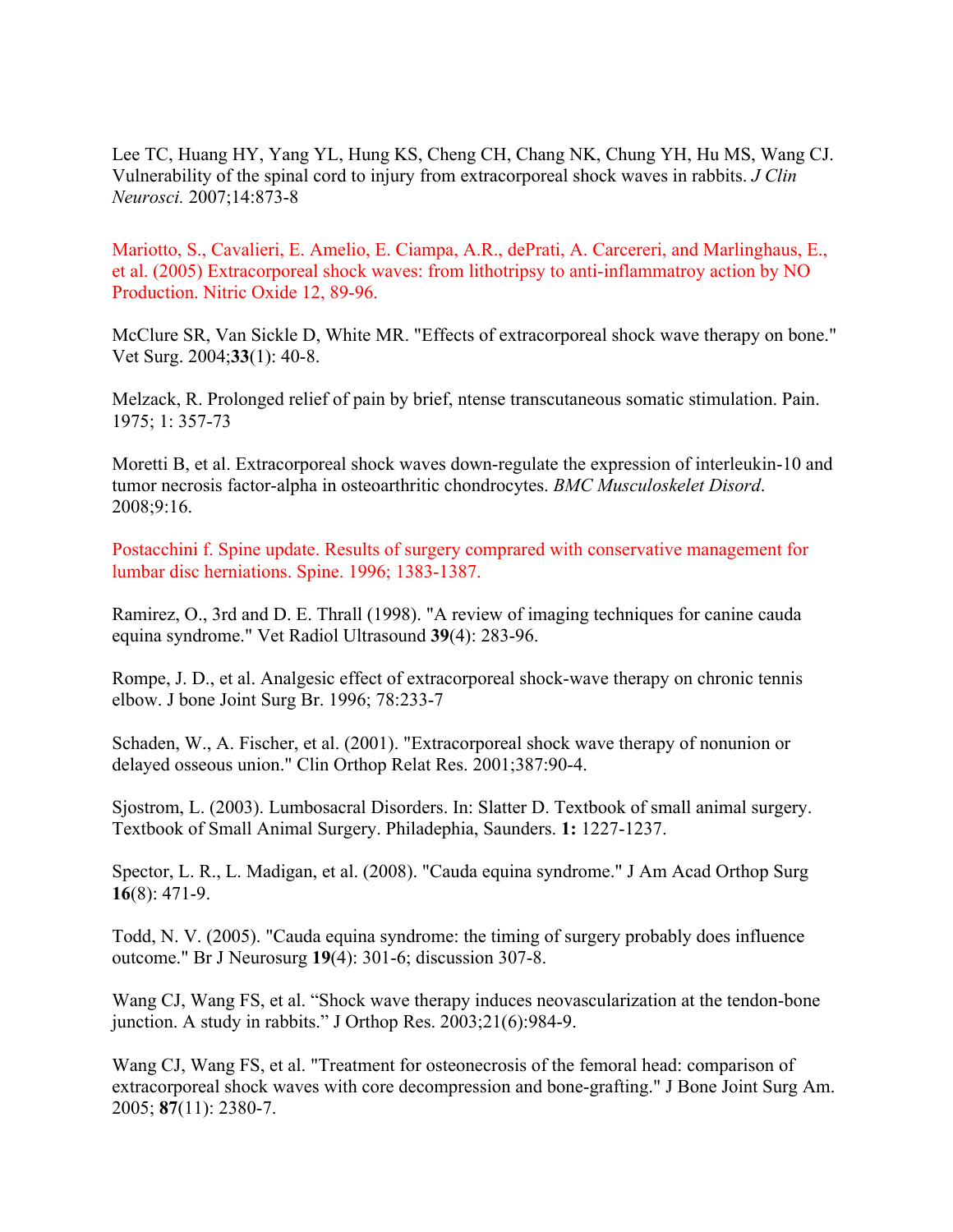Lee TC, Huang HY, Yang YL, Hung KS, Cheng CH, Chang NK, Chung YH, Hu MS, Wang CJ. Vulnerability of the spinal cord to injury from extracorporeal shock waves in rabbits. *J Clin Neurosci.* 2007;14:873-8

Mariotto, S., Cavalieri, E. Amelio, E. Ciampa, A.R., dePrati, A. Carcereri, and Marlinghaus, E., et al. (2005) Extracorporeal shock waves: from lithotripsy to anti-inflammatroy action by NO Production. Nitric Oxide 12, 89-96.

McClure SR, Van Sickle D, White MR. "Effects of extracorporeal shock wave therapy on bone." Vet Surg. 2004;**33**(1): 40-8.

Melzack, R. Prolonged relief of pain by brief, ntense transcutaneous somatic stimulation. Pain. 1975; 1: 357-73

Moretti B, et al. Extracorporeal shock waves down-regulate the expression of interleukin-10 and tumor necrosis factor-alpha in osteoarthritic chondrocytes. *BMC Musculoskelet Disord*. 2008;9:16.

Postacchini f. Spine update. Results of surgery comprared with conservative management for lumbar disc herniations. Spine. 1996; 1383-1387.

Ramirez, O., 3rd and D. E. Thrall (1998). "A review of imaging techniques for canine cauda equina syndrome." Vet Radiol Ultrasound **39**(4): 283-96.

Rompe, J. D., et al. Analgesic effect of extracorporeal shock-wave therapy on chronic tennis elbow. J bone Joint Surg Br. 1996; 78:233-7

Schaden, W., A. Fischer, et al. (2001). "Extracorporeal shock wave therapy of nonunion or delayed osseous union." Clin Orthop Relat Res. 2001;387:90-4.

Sjostrom, L. (2003). Lumbosacral Disorders. In: Slatter D. Textbook of small animal surgery. Textbook of Small Animal Surgery. Philadephia, Saunders. **1:** 1227-1237.

Spector, L. R., L. Madigan, et al. (2008). "Cauda equina syndrome." J Am Acad Orthop Surg **16**(8): 471-9.

Todd, N. V. (2005). "Cauda equina syndrome: the timing of surgery probably does influence outcome." Br J Neurosurg **19**(4): 301-6; discussion 307-8.

Wang CJ, Wang FS, et al. "Shock wave therapy induces neovascularization at the tendon-bone junction. A study in rabbits." J Orthop Res. 2003;21(6):984-9.

Wang CJ, Wang FS, et al. "Treatment for osteonecrosis of the femoral head: comparison of extracorporeal shock waves with core decompression and bone-grafting." J Bone Joint Surg Am. 2005; **87**(11): 2380-7.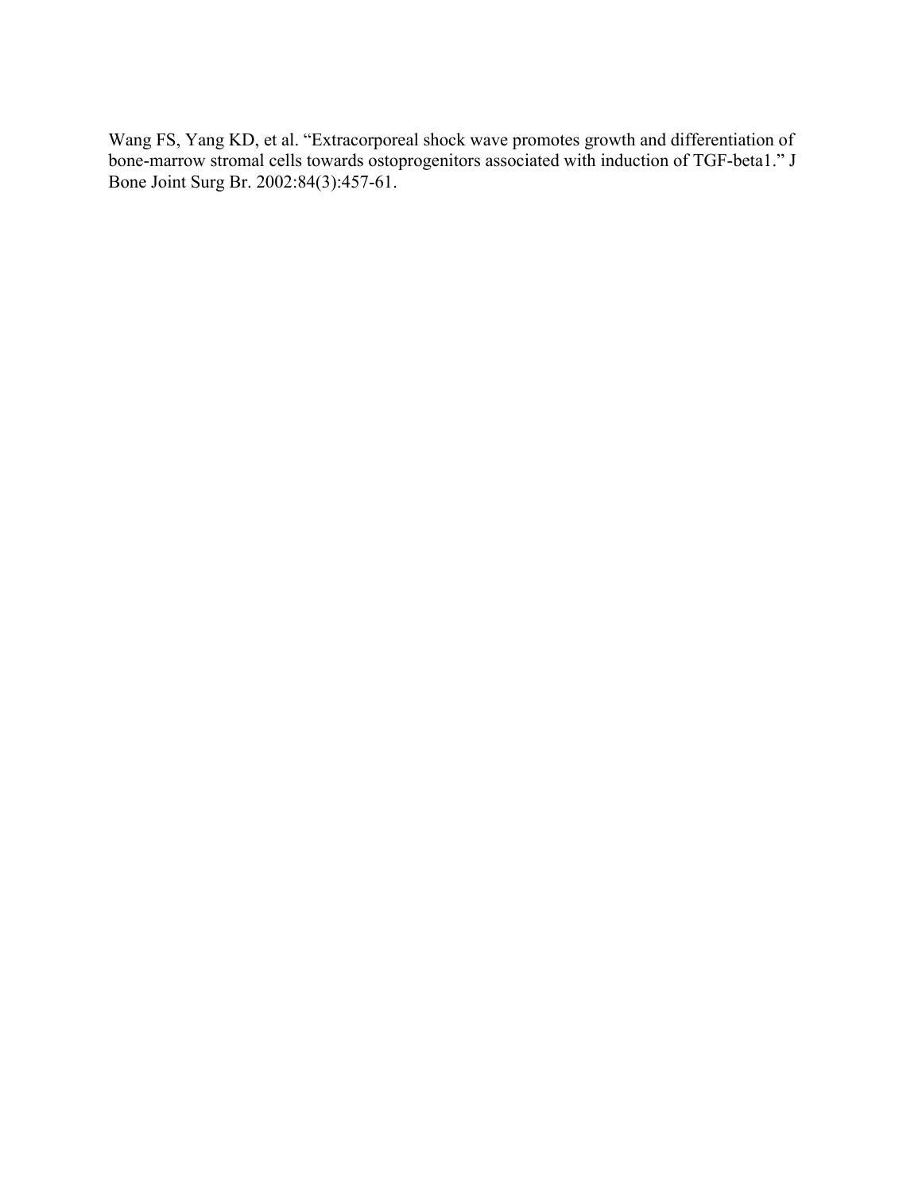Wang FS, Yang KD, et al. "Extracorporeal shock wave promotes growth and differentiation of bone-marrow stromal cells towards ostoprogenitors associated with induction of TGF-beta1." J Bone Joint Surg Br. 2002:84(3):457-61.